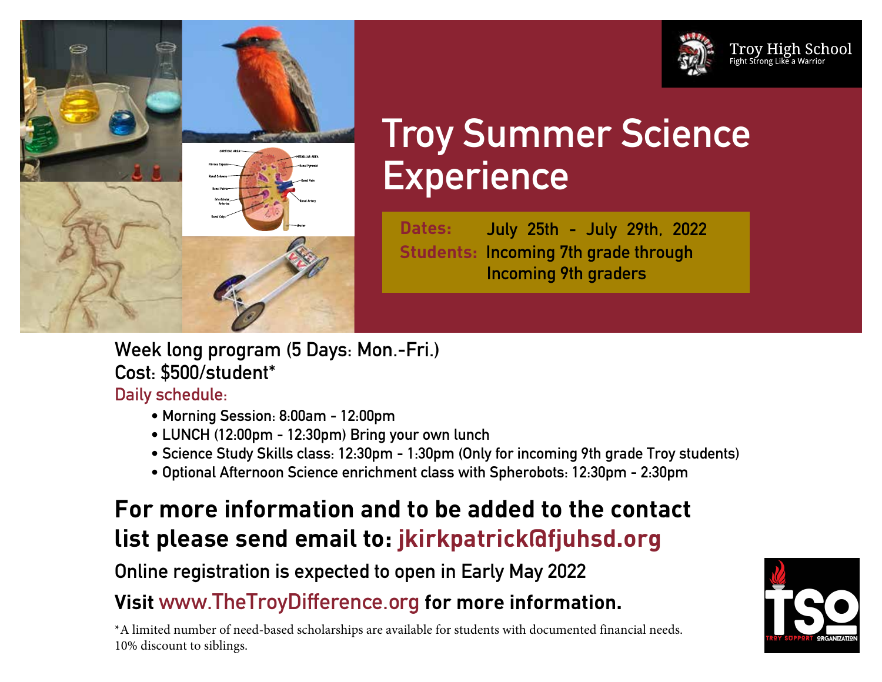Troy High School
Fight Strong Like a Warrior

# Troy Summer Science Experience

**Dates:** July 25th - July 29th, 2022
**Students:** Incoming 7th grade through Incoming 9th graders

**Week long program (5 Days: Mon.-Fri.)**
**Cost: $500/student***

**Daily schedule:**

- Morning Session: 8:00am - 12:00pm
- LUNCH (12:00pm - 12:30pm) Bring your own lunch
- Science Study Skills class: 12:30pm - 1:30pm (Only for incoming 9th grade Troy students)
- Optional Afternoon Science enrichment class with Spherobots: 12:30pm - 2:30pm

## For more information and to be added to the contact list please send email to: jkirkpatrick@fjuhsd.org

**Online registration is expected to open in Early May 2022**

**Visit www.TheTroyDifference.org for more information.**

*A limited number of need-based scholarships are available for students with documented financial needs.
10% discount to siblings.

TSO
TROY SUPPORT ORGANIZATION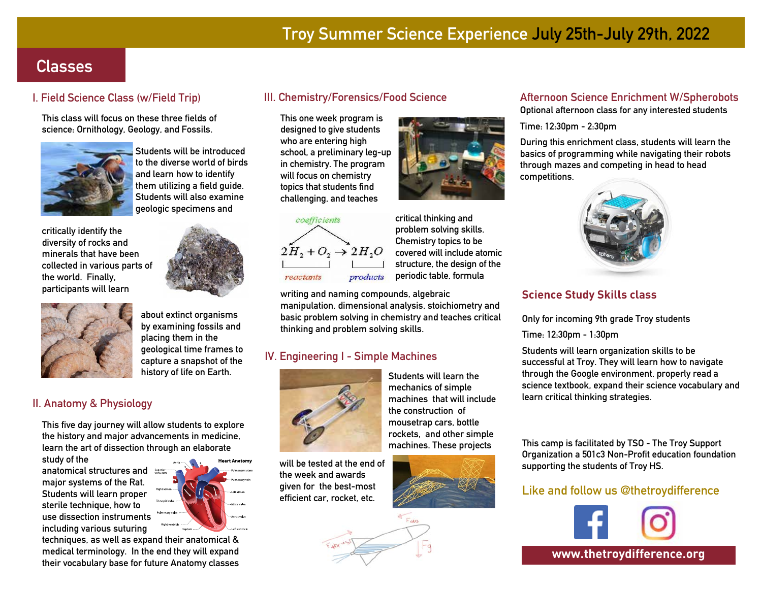# Troy Summer Science Experience July 25th-July 29th, 2022

## Classes

### I. Field Science Class (w/Field Trip)

This class will focus on these three fields of science: Ornithology, Geology, and Fossils.

Students will be introduced to the diverse world of birds and learn how to identify them utilizing a field guide. Students will also examine geologic specimens and critically identify the diversity of rocks and minerals that have been collected in various parts of the world. Finally, participants will learn about extinct organisms by examining fossils and placing them in the geological time frames to capture a snapshot of the history of life on Earth.

### II. Anatomy & Physiology

This five day journey will allow students to explore the history and major advancements in medicine, learn the art of dissection through an elaborate study of the anatomical structures and major systems of the Rat. Students will learn proper sterile technique, how to use dissection instruments including various suturing techniques, as well as expand their anatomical & medical terminology. In the end they will expand their vocabulary base for future Anatomy classes

### III. Chemistry/Forensics/Food Science

This one week program is designed to give students who are entering high school, a preliminary leg-up in chemistry. The program will focus on chemistry topics that students find challenging, and teaches critical thinking and problem solving skills. Chemistry topics to be covered will include atomic structure, the design of the periodic table, formula writing and naming compounds, algebraic manipulation, dimensional analysis, stoichiometry and basic problem solving in chemistry and teaches critical thinking and problem solving skills.

coefficients

$$2H_2 + O_2 \rightarrow 2H_2O$$

reactants products

### IV. Engineering I - Simple Machines

Students will learn the mechanics of simple machines that will include the construction of mousetrap cars, bottle rockets, and other simple machines. These projects will be tested at the end of the week and awards given for the best-most efficient car, rocket, etc.

### Afternoon Science Enrichment W/Spherobots

Optional afternoon class for any interested students

Time: 12:30pm - 2:30pm

During this enrichment class, students will learn the basics of programming while navigating their robots through mazes and competing in head to head competitions.

### Science Study Skills class

Only for incoming 9th grade Troy students

Time: 12:30pm - 1:30pm

Students will learn organization skills to be successful at Troy. They will learn how to navigate through the Google environment, properly read a science textbook, expand their science vocabulary and learn critical thinking strategies.

This camp is facilitated by TSO - The Troy Support Organization a 501c3 Non-Profit education foundation supporting the students of Troy HS.

### Like and follow us @thetroydifference

**www.thetroydifference.org**